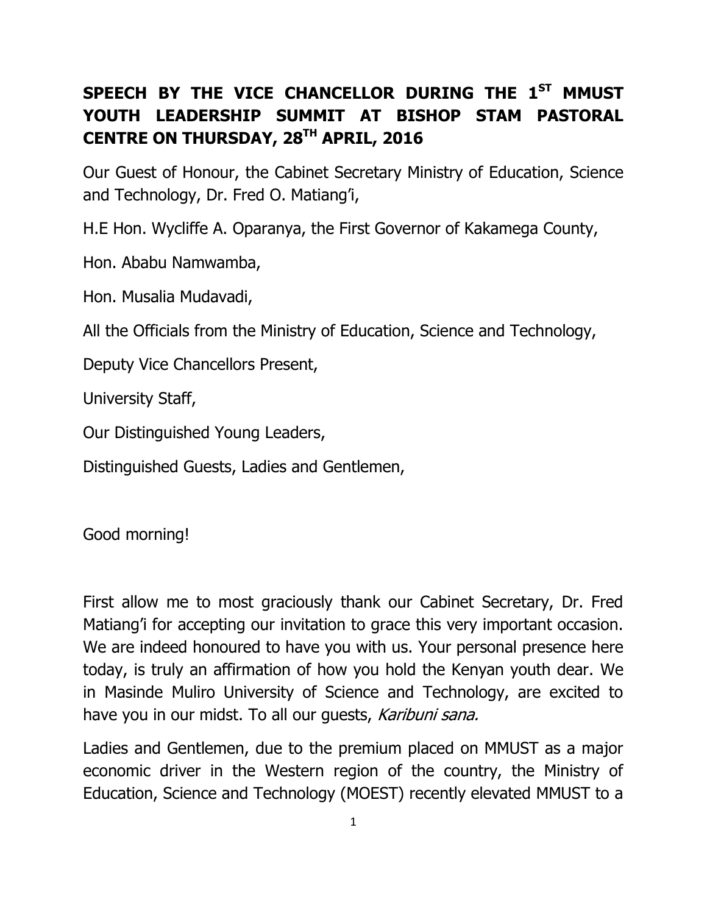# SPEECH BY THE VICE CHANCELLOR DURING THE 1ST MMUST YOUTH LEADERSHIP SUMMIT AT BISHOP STAM PASTORAL CENTRE ON THURSDAY, 28TH APRIL, 2016

Our Guest of Honour, the Cabinet Secretary Ministry of Education, Science and Technology, Dr. Fred O. Matiang'i,

H.E Hon. Wycliffe A. Oparanya, the First Governor of Kakamega County,

Hon. Ababu Namwamba,

Hon. Musalia Mudavadi,

All the Officials from the Ministry of Education, Science and Technology,

Deputy Vice Chancellors Present,

University Staff,

Our Distinguished Young Leaders,

Distinguished Guests, Ladies and Gentlemen,

Good morning!

First allow me to most graciously thank our Cabinet Secretary, Dr. Fred Matiang'i for accepting our invitation to grace this very important occasion. We are indeed honoured to have you with us. Your personal presence here today, is truly an affirmation of how you hold the Kenyan youth dear. We in Masinde Muliro University of Science and Technology, are excited to have you in our midst. To all our guests, *Karibuni sana.*

Ladies and Gentlemen, due to the premium placed on MMUST as a major economic driver in the Western region of the country, the Ministry of Education, Science and Technology (MOEST) recently elevated MMUST to a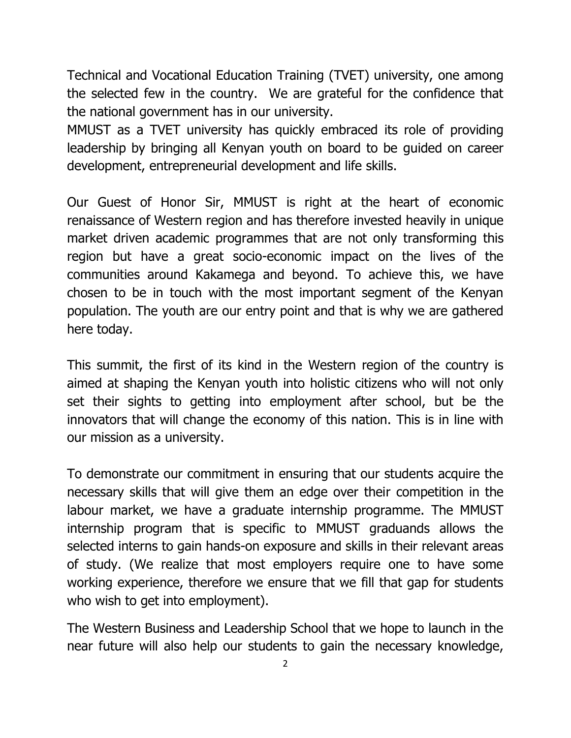Technical and Vocational Education Training (TVET) university, one among the selected few in the country. We are grateful for the confidence that the national government has in our university.
MMUST as a TVET university has quickly embraced its role of providing leadership by bringing all Kenyan youth on board to be guided on career development, entrepreneurial development and life skills.

Our Guest of Honor Sir, MMUST is right at the heart of economic renaissance of Western region and has therefore invested heavily in unique market driven academic programmes that are not only transforming this region but have a great socio-economic impact on the lives of the communities around Kakamega and beyond. To achieve this, we have chosen to be in touch with the most important segment of the Kenyan population. The youth are our entry point and that is why we are gathered here today.

This summit, the first of its kind in the Western region of the country is aimed at shaping the Kenyan youth into holistic citizens who will not only set their sights to getting into employment after school, but be the innovators that will change the economy of this nation. This is in line with our mission as a university.

To demonstrate our commitment in ensuring that our students acquire the necessary skills that will give them an edge over their competition in the labour market, we have a graduate internship programme. The MMUST internship program that is specific to MMUST graduands allows the selected interns to gain hands-on exposure and skills in their relevant areas of study. (We realize that most employers require one to have some working experience, therefore we ensure that we fill that gap for students who wish to get into employment).

The Western Business and Leadership School that we hope to launch in the near future will also help our students to gain the necessary knowledge,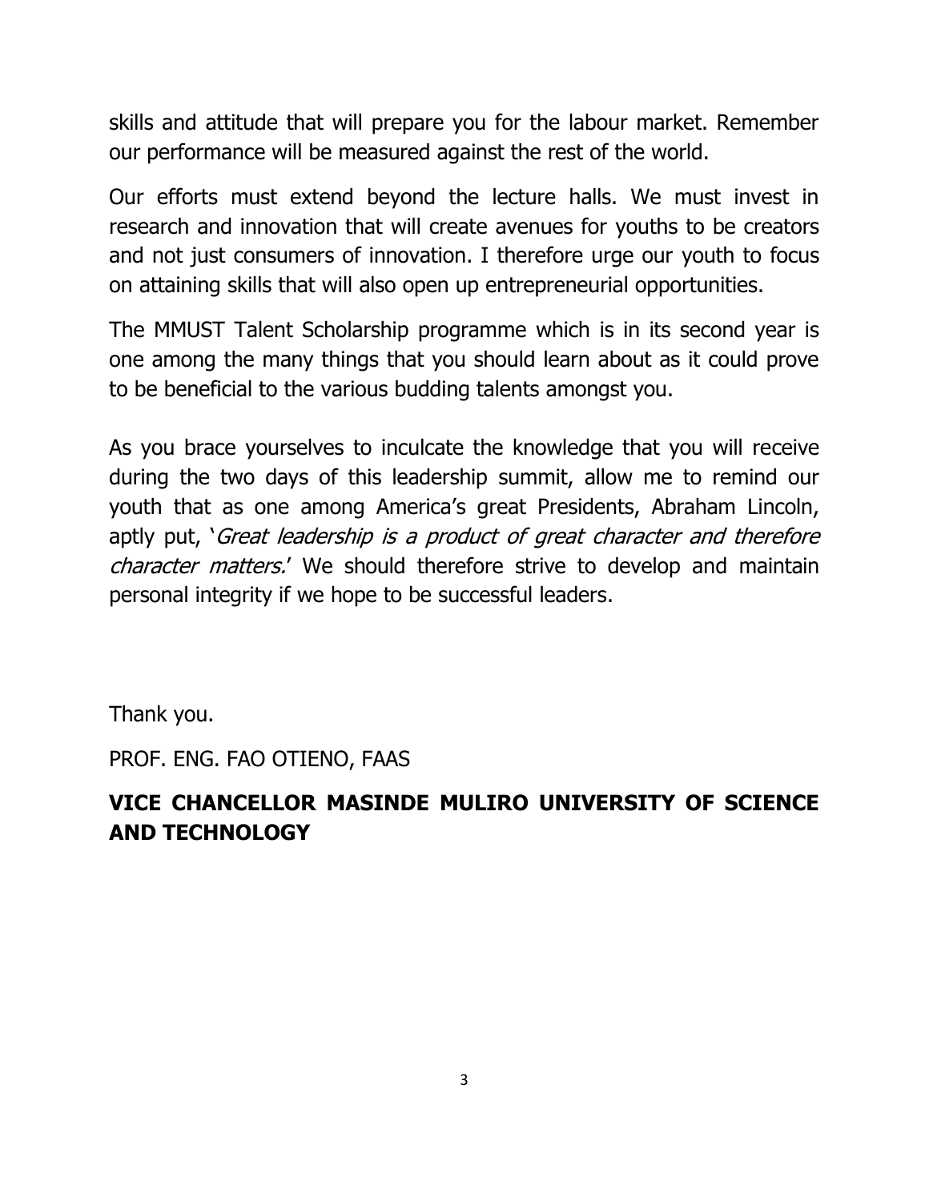skills and attitude that will prepare you for the labour market. Remember our performance will be measured against the rest of the world.

Our efforts must extend beyond the lecture halls. We must invest in research and innovation that will create avenues for youths to be creators and not just consumers of innovation. I therefore urge our youth to focus on attaining skills that will also open up entrepreneurial opportunities.

The MMUST Talent Scholarship programme which is in its second year is one among the many things that you should learn about as it could prove to be beneficial to the various budding talents amongst you.

As you brace yourselves to inculcate the knowledge that you will receive during the two days of this leadership summit, allow me to remind our youth that as one among America's great Presidents, Abraham Lincoln, aptly put, '*Great leadership is a product of great character and therefore character matters.*' We should therefore strive to develop and maintain personal integrity if we hope to be successful leaders.

Thank you.

PROF. ENG. FAO OTIENO, FAAS

**VICE CHANCELLOR MASINDE MULIRO UNIVERSITY OF SCIENCE AND TECHNOLOGY**